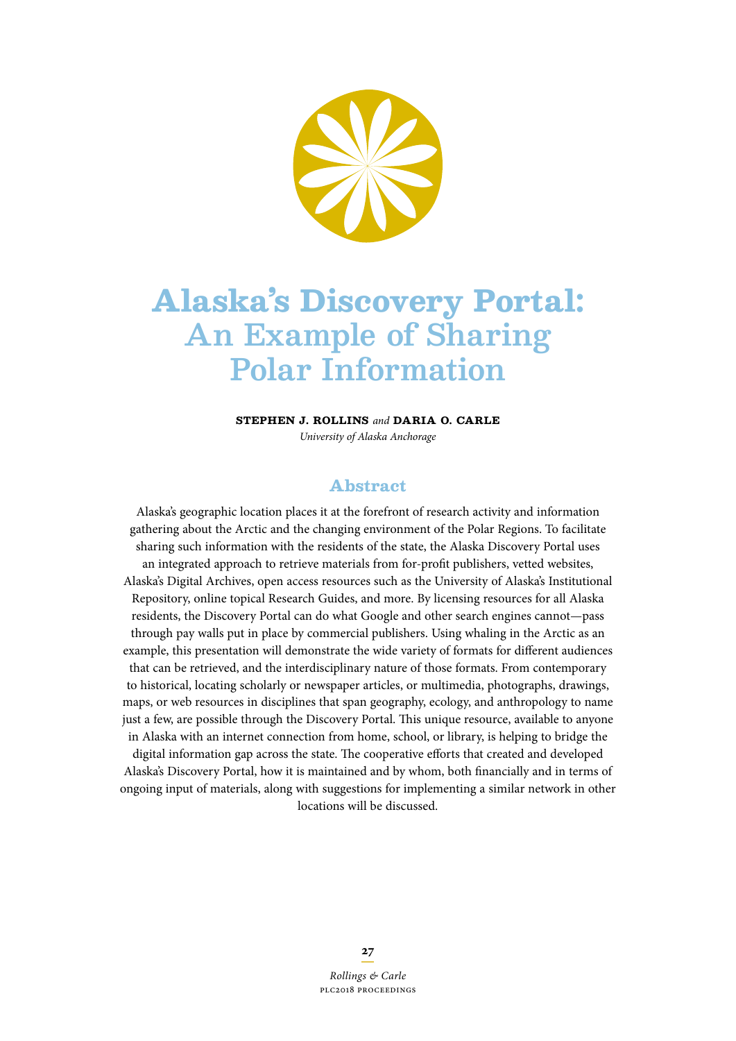# Alaska's Discovery Portal: An Example of Sharing Polar Information

**STEPHEN J. ROLLINS** *and* **DARIA O. CARLE**

*University of Alaska Anchorage*

## Abstract

Alaska's geographic location places it at the forefront of research activity and information gathering about the Arctic and the changing environment of the Polar Regions. To facilitate sharing such information with the residents of the state, the Alaska Discovery Portal uses an integrated approach to retrieve materials from for-profit publishers, vetted websites, Alaska's Digital Archives, open access resources such as the University of Alaska's Institutional Repository, online topical Research Guides, and more. By licensing resources for all Alaska residents, the Discovery Portal can do what Google and other search engines cannot—pass through pay walls put in place by commercial publishers. Using whaling in the Arctic as an example, this presentation will demonstrate the wide variety of formats for different audiences that can be retrieved, and the interdisciplinary nature of those formats. From contemporary to historical, locating scholarly or newspaper articles, or multimedia, photographs, drawings, maps, or web resources in disciplines that span geography, ecology, and anthropology to name just a few, are possible through the Discovery Portal. This unique resource, available to anyone in Alaska with an internet connection from home, school, or library, is helping to bridge the digital information gap across the state. The cooperative efforts that created and developed Alaska's Discovery Portal, how it is maintained and by whom, both financially and in terms of ongoing input of materials, along with suggestions for implementing a similar network in other locations will be discussed.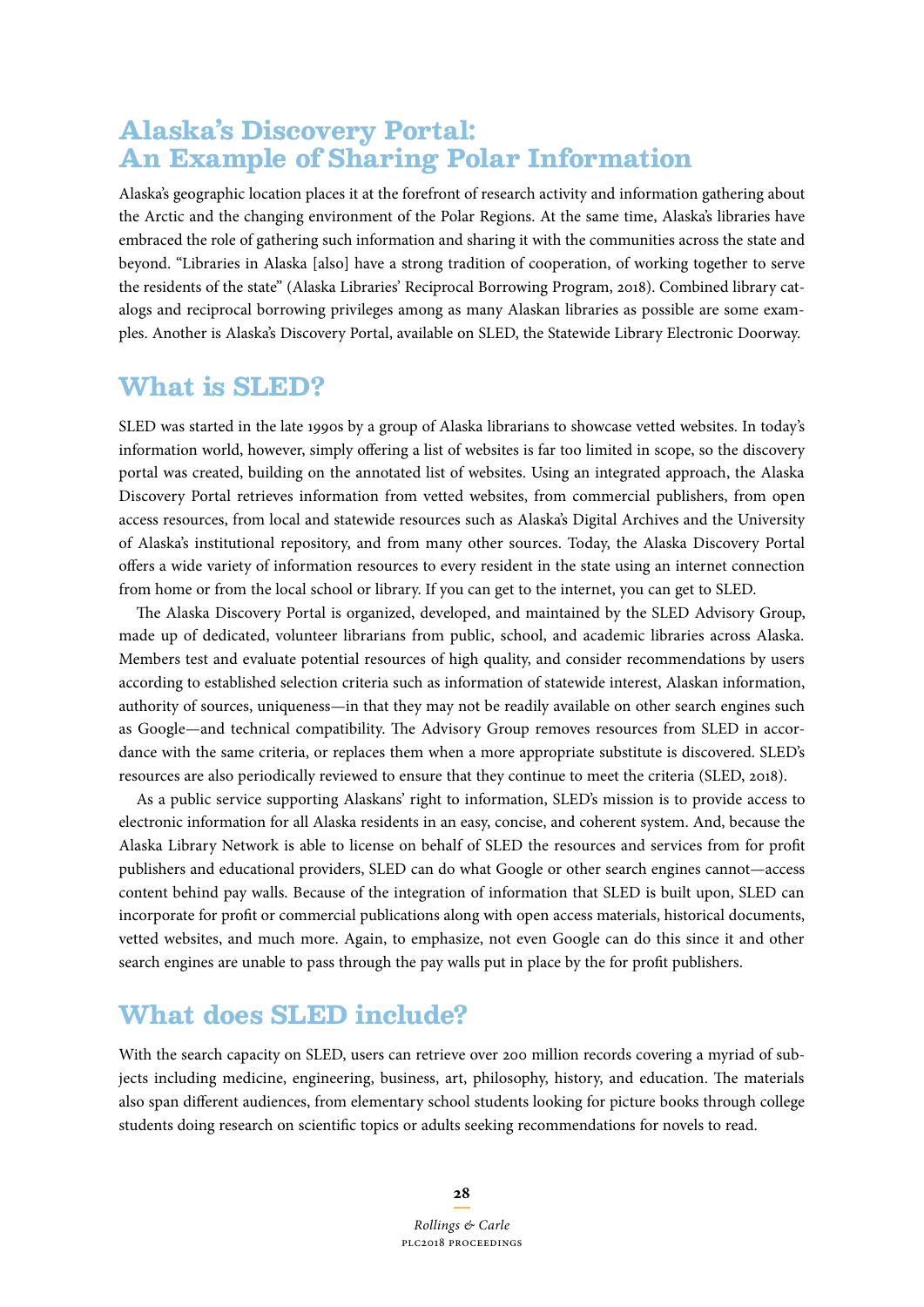## Alaska's Discovery Portal: An Example of Sharing Polar Information

Alaska's geographic location places it at the forefront of research activity and information gathering about the Arctic and the changing environment of the Polar Regions. At the same time, Alaska's libraries have embraced the role of gathering such information and sharing it with the communities across the state and beyond. "Libraries in Alaska [also] have a strong tradition of cooperation, of working together to serve the residents of the state" (Alaska Libraries' Reciprocal Borrowing Program, 2018). Combined library catalogs and reciprocal borrowing privileges among as many Alaskan libraries as possible are some examples. Another is Alaska's Discovery Portal, available on SLED, the Statewide Library Electronic Doorway.

## What is SLED?

SLED was started in the late 1990s by a group of Alaska librarians to showcase vetted websites. In today's information world, however, simply offering a list of websites is far too limited in scope, so the discovery portal was created, building on the annotated list of websites. Using an integrated approach, the Alaska Discovery Portal retrieves information from vetted websites, from commercial publishers, from open access resources, from local and statewide resources such as Alaska's Digital Archives and the University of Alaska's institutional repository, and from many other sources. Today, the Alaska Discovery Portal offers a wide variety of information resources to every resident in the state using an internet connection from home or from the local school or library. If you can get to the internet, you can get to SLED.

The Alaska Discovery Portal is organized, developed, and maintained by the SLED Advisory Group, made up of dedicated, volunteer librarians from public, school, and academic libraries across Alaska. Members test and evaluate potential resources of high quality, and consider recommendations by users according to established selection criteria such as information of statewide interest, Alaskan information, authority of sources, uniqueness—in that they may not be readily available on other search engines such as Google—and technical compatibility. The Advisory Group removes resources from SLED in accordance with the same criteria, or replaces them when a more appropriate substitute is discovered. SLED's resources are also periodically reviewed to ensure that they continue to meet the criteria (SLED, 2018).

As a public service supporting Alaskans' right to information, SLED's mission is to provide access to electronic information for all Alaska residents in an easy, concise, and coherent system. And, because the Alaska Library Network is able to license on behalf of SLED the resources and services from for profit publishers and educational providers, SLED can do what Google or other search engines cannot—access content behind pay walls. Because of the integration of information that SLED is built upon, SLED can incorporate for profit or commercial publications along with open access materials, historical documents, vetted websites, and much more. Again, to emphasize, not even Google can do this since it and other search engines are unable to pass through the pay walls put in place by the for profit publishers.

## What does SLED include?

With the search capacity on SLED, users can retrieve over 200 million records covering a myriad of subjects including medicine, engineering, business, art, philosophy, history, and education. The materials also span different audiences, from elementary school students looking for picture books through college students doing research on scientific topics or adults seeking recommendations for novels to read.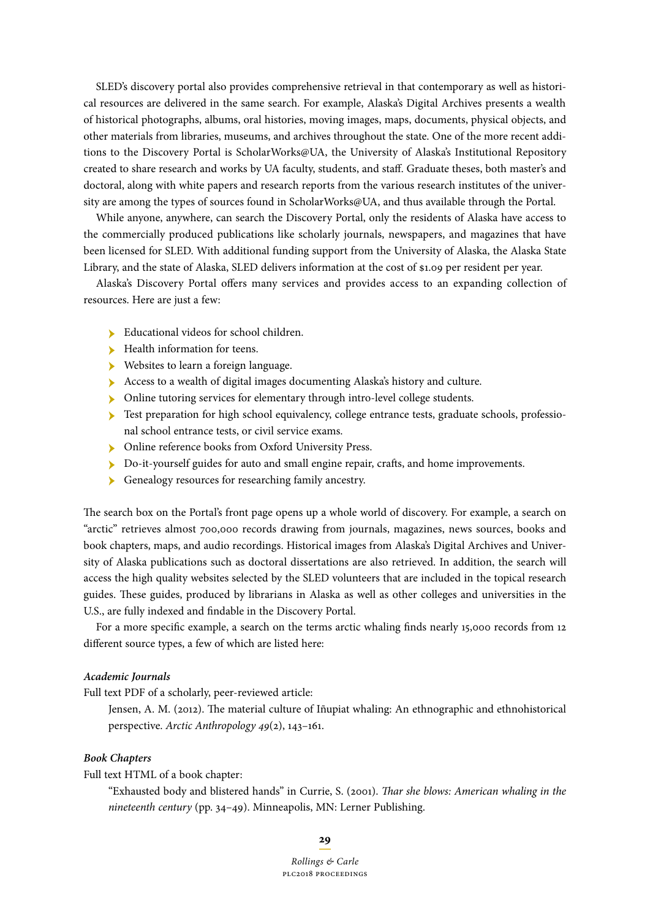SLED's discovery portal also provides comprehensive retrieval in that contemporary as well as historical resources are delivered in the same search. For example, Alaska's Digital Archives presents a wealth of historical photographs, albums, oral histories, moving images, maps, documents, physical objects, and other materials from libraries, museums, and archives throughout the state. One of the more recent additions to the Discovery Portal is ScholarWorks@UA, the University of Alaska's Institutional Repository created to share research and works by UA faculty, students, and staff. Graduate theses, both master's and doctoral, along with white papers and research reports from the various research institutes of the university are among the types of sources found in ScholarWorks@UA, and thus available through the Portal.

While anyone, anywhere, can search the Discovery Portal, only the residents of Alaska have access to the commercially produced publications like scholarly journals, newspapers, and magazines that have been licensed for SLED. With additional funding support from the University of Alaska, the Alaska State Library, and the state of Alaska, SLED delivers information at the cost of $1.09 per resident per year.

Alaska's Discovery Portal offers many services and provides access to an expanding collection of resources. Here are just a few:

- Educational videos for school children.
- Health information for teens.
- Websites to learn a foreign language.
- Access to a wealth of digital images documenting Alaska's history and culture.
- Online tutoring services for elementary through intro-level college students.
- Test preparation for high school equivalency, college entrance tests, graduate schools, professional school entrance tests, or civil service exams.
- Online reference books from Oxford University Press.
- Do-it-yourself guides for auto and small engine repair, crafts, and home improvements.
- Genealogy resources for researching family ancestry.

The search box on the Portal's front page opens up a whole world of discovery. For example, a search on "arctic" retrieves almost 700,000 records drawing from journals, magazines, news sources, books and book chapters, maps, and audio recordings. Historical images from Alaska's Digital Archives and University of Alaska publications such as doctoral dissertations are also retrieved. In addition, the search will access the high quality websites selected by the SLED volunteers that are included in the topical research guides. These guides, produced by librarians in Alaska as well as other colleges and universities in the U.S., are fully indexed and findable in the Discovery Portal.

For a more specific example, a search on the terms arctic whaling finds nearly 15,000 records from 12 different source types, a few of which are listed here:

***Academic Journals***

Full text PDF of a scholarly, peer-reviewed article:

> Jensen, A. M. (2012). The material culture of Iñupiat whaling: An ethnographic and ethnohistorical perspective. *Arctic Anthropology 49*(2), 143–161.

***Book Chapters***

Full text HTML of a book chapter:

> "Exhausted body and blistered hands" in Currie, S. (2001). *Thar she blows: American whaling in the nineteenth century* (pp. 34–49). Minneapolis, MN: Lerner Publishing.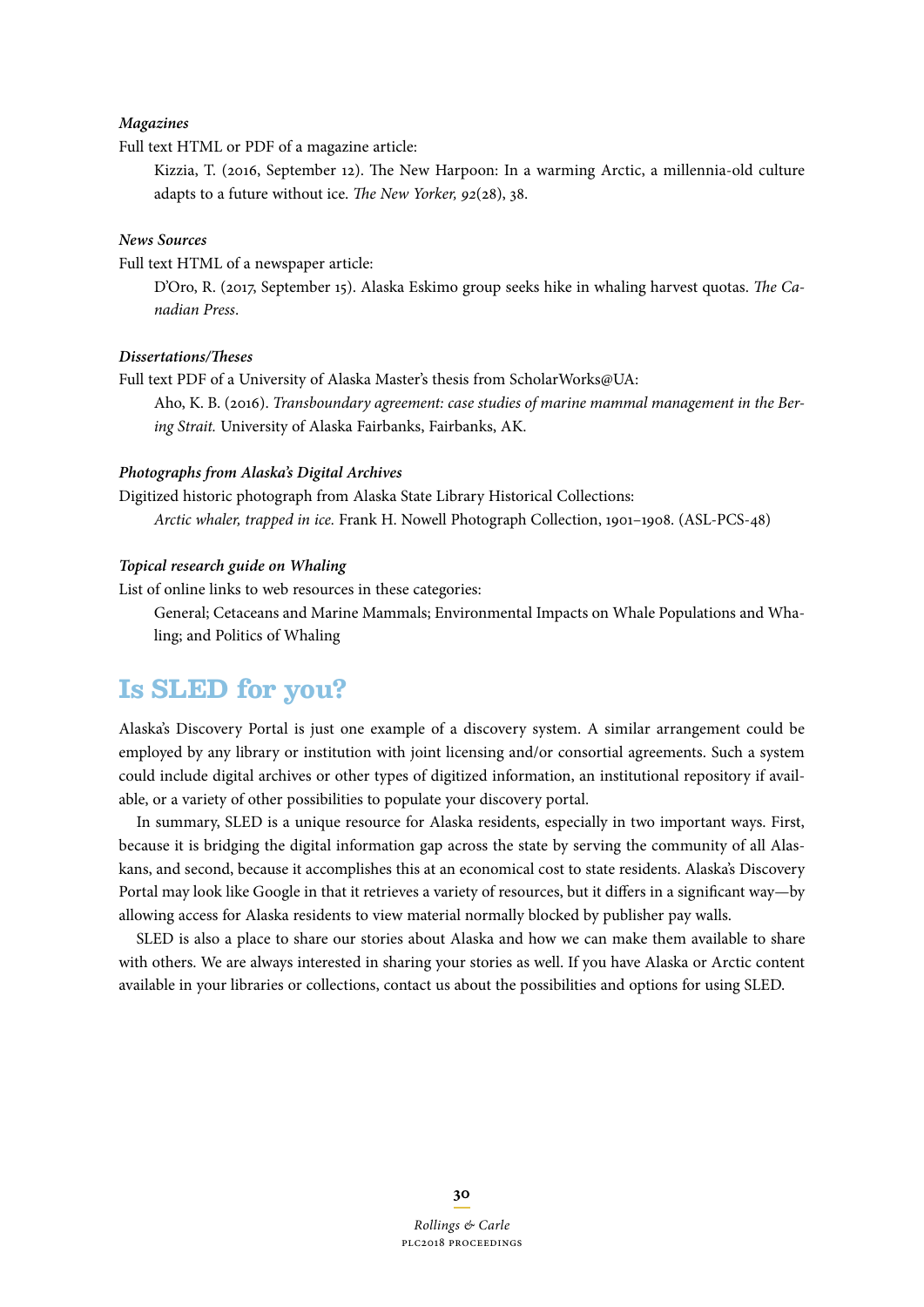***Magazines***

Full text HTML or PDF of a magazine article:

> Kizzia, T. (2016, September 12). The New Harpoon: In a warming Arctic, a millennia-old culture adapts to a future without ice. *The New Yorker, 92*(28), 38.

***News Sources***

Full text HTML of a newspaper article:

> D'Oro, R. (2017, September 15). Alaska Eskimo group seeks hike in whaling harvest quotas. *The Canadian Press*.

***Dissertations/Theses***

Full text PDF of a University of Alaska Master's thesis from ScholarWorks@UA:

> Aho, K. B. (2016). *Transboundary agreement: case studies of marine mammal management in the Bering Strait.* University of Alaska Fairbanks, Fairbanks, AK.

***Photographs from Alaska's Digital Archives***

Digitized historic photograph from Alaska State Library Historical Collections:

> *Arctic whaler, trapped in ice.* Frank H. Nowell Photograph Collection, 1901–1908. (ASL-PCS-48)

***Topical research guide on Whaling***

List of online links to web resources in these categories:

> General; Cetaceans and Marine Mammals; Environmental Impacts on Whale Populations and Whaling; and Politics of Whaling

## Is SLED for you?

Alaska's Discovery Portal is just one example of a discovery system. A similar arrangement could be employed by any library or institution with joint licensing and/or consortial agreements. Such a system could include digital archives or other types of digitized information, an institutional repository if available, or a variety of other possibilities to populate your discovery portal.

In summary, SLED is a unique resource for Alaska residents, especially in two important ways. First, because it is bridging the digital information gap across the state by serving the community of all Alaskans, and second, because it accomplishes this at an economical cost to state residents. Alaska's Discovery Portal may look like Google in that it retrieves a variety of resources, but it differs in a significant way—by allowing access for Alaska residents to view material normally blocked by publisher pay walls.

SLED is also a place to share our stories about Alaska and how we can make them available to share with others. We are always interested in sharing your stories as well. If you have Alaska or Arctic content available in your libraries or collections, contact us about the possibilities and options for using SLED.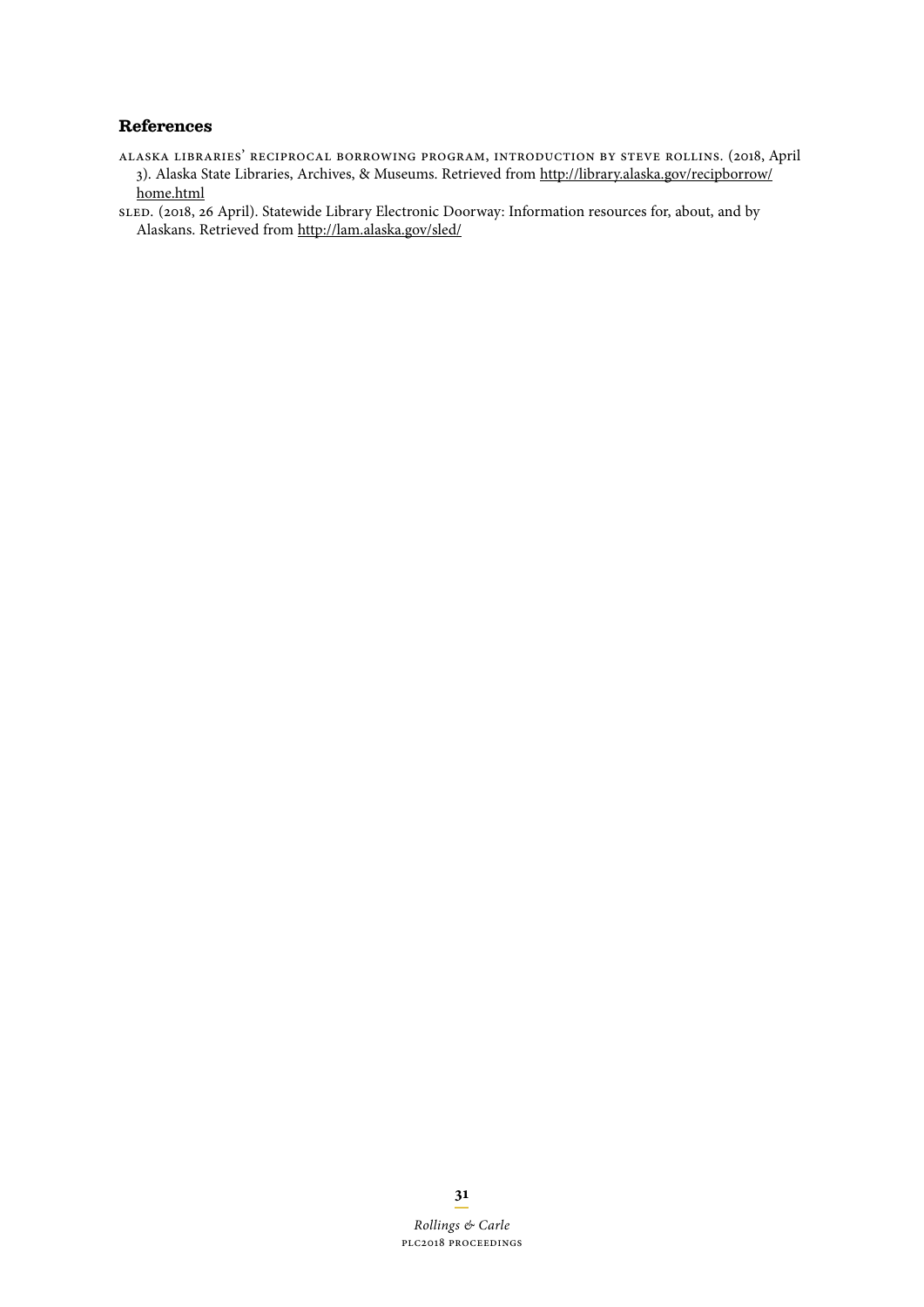## References

alaska libraries' reciprocal borrowing program, introduction by steve rollins. (2018, April 3). Alaska State Libraries, Archives, & Museums. Retrieved from http://library.alaska.gov/recipborrow/home.html

sled. (2018, 26 April). Statewide Library Electronic Doorway: Information resources for, about, and by Alaskans. Retrieved from http://lam.alaska.gov/sled/